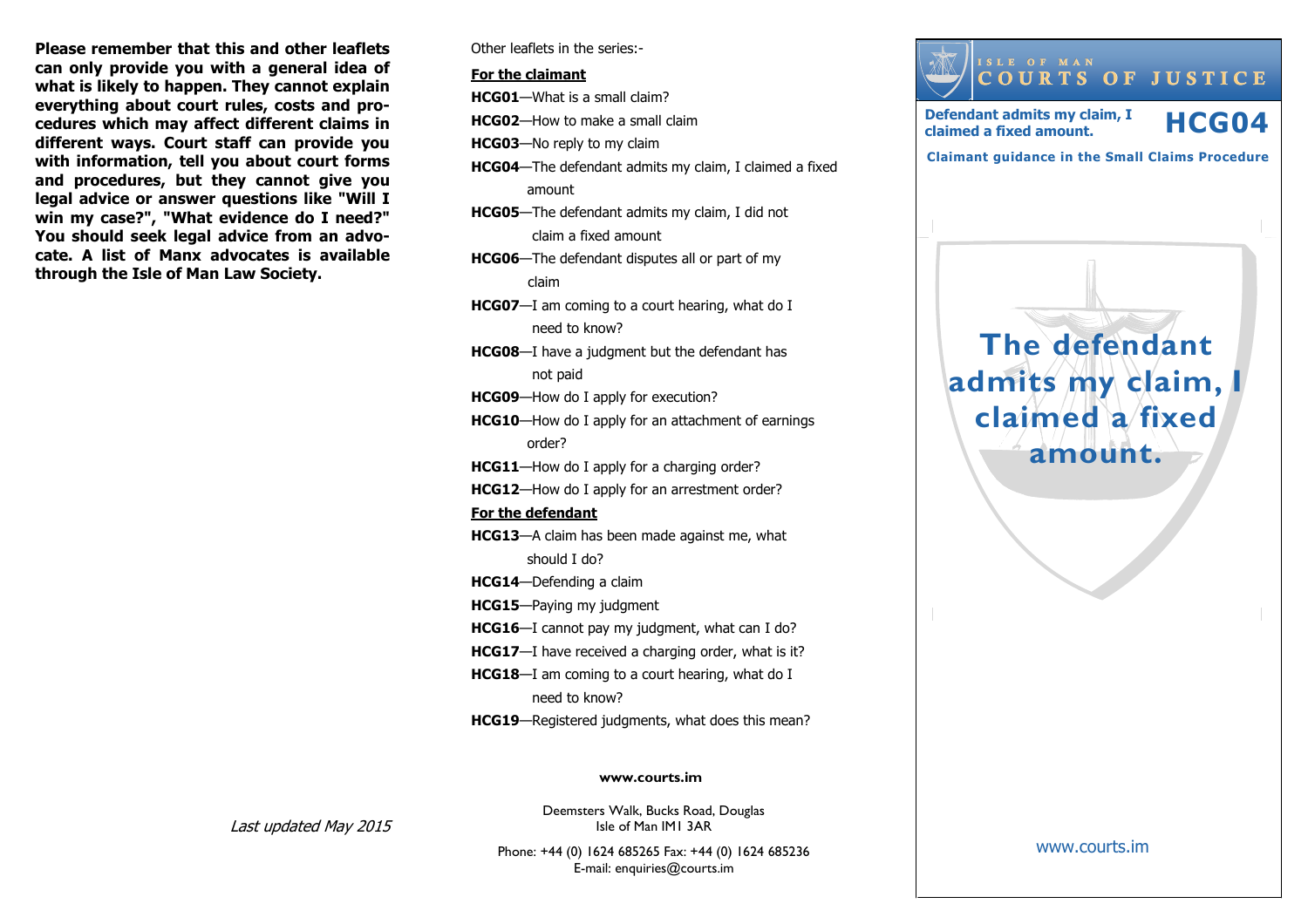**Please remember that this and other leaflets can only provide you with a general idea of what is likely to happen. They cannot explain everything about court rules, costs and procedures which may affect different claims in different ways. Court staff can provide you with information, tell you about court forms and procedures, but they cannot give you legal advice or answer questions like "Will I win my case?", "What evidence do I need?" You should seek legal advice from an advocate. A list of Manx advocates is available through the Isle of Man Law Society.**

*Last updated May 2015*

Other leaflets in the series:-

**For the claimant**

- **HCG01**—What is a small claim?
- **HCG02**—How to make a small claim
- **HCG03**—No reply to my claim
- **HCG04**—The defendant admits my claim, I claimed a fixed amount
- **HCG05**—The defendant admits my claim, I did not claim a fixed amount
- **HCG06**—The defendant disputes all or part of my claim
- **HCG07**—I am coming to a court hearing, what do I need to know?
- **HCG08**—I have a judgment but the defendant has not paid
- **HCG09**—How do I apply for execution?
- **HCG10**—How do I apply for an attachment of earnings order?
- **HCG11**—How do I apply for a charging order?
- **HCG12**—How do I apply for an arrestment order?

**For the defendant**

- **HCG13**—A claim has been made against me, what should I do?
- **HCG14**—Defending a claim
- **HCG15**—Paying my judgment
- **HCG16**—I cannot pay my judgment, what can I do?
- **HCG17**—I have received a charging order, what is it?
- **HCG18**—I am coming to a court hearing, what do I need to know?
- **HCG19**—Registered judgments, what does this mean?

**www.courts.im**

Deemsters Walk, Bucks Road, Douglas
Isle of Man IM1 3AR

Phone: +44 (0) 1624 685265 Fax: +44 (0) 1624 685236
E-mail: enquiries@courts.im

ISLE OF MAN
COURTS OF JUSTICE

**Defendant admits my claim, I claimed a fixed amount.**

# HCG04

**Claimant guidance in the Small Claims Procedure**

# The defendant admits my claim, I claimed a fixed amount.

www.courts.im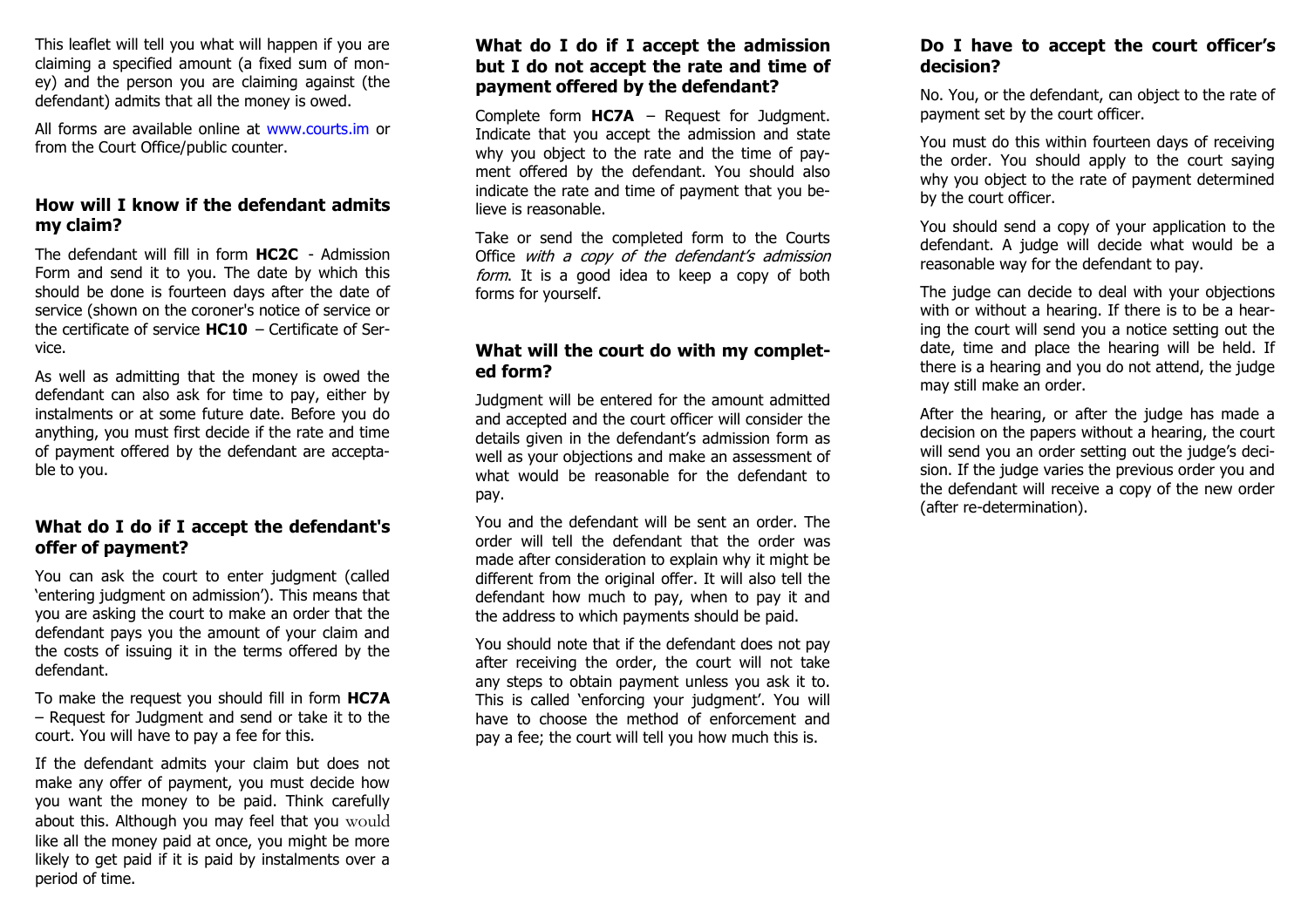This leaflet will tell you what will happen if you are claiming a specified amount (a fixed sum of money) and the person you are claiming against (the defendant) admits that all the money is owed.

All forms are available online at www.courts.im or from the Court Office/public counter.

### How will I know if the defendant admits my claim?

The defendant will fill in form **HC2C** - Admission Form and send it to you. The date by which this should be done is fourteen days after the date of service (shown on the coroner's notice of service or the certificate of service **HC10** – Certificate of Service.

As well as admitting that the money is owed the defendant can also ask for time to pay, either by instalments or at some future date. Before you do anything, you must first decide if the rate and time of payment offered by the defendant are acceptable to you.

### What do I do if I accept the defendant's offer of payment?

You can ask the court to enter judgment (called 'entering judgment on admission'). This means that you are asking the court to make an order that the defendant pays you the amount of your claim and the costs of issuing it in the terms offered by the defendant.

To make the request you should fill in form **HC7A** – Request for Judgment and send or take it to the court. You will have to pay a fee for this.

If the defendant admits your claim but does not make any offer of payment, you must decide how you want the money to be paid. Think carefully about this. Although you may feel that you would like all the money paid at once, you might be more likely to get paid if it is paid by instalments over a period of time.

### What do I do if I accept the admission but I do not accept the rate and time of payment offered by the defendant?

Complete form **HC7A** – Request for Judgment. Indicate that you accept the admission and state why you object to the rate and the time of payment offered by the defendant. You should also indicate the rate and time of payment that you believe is reasonable.

Take or send the completed form to the Courts Office *with a copy of the defendant's admission form*. It is a good idea to keep a copy of both forms for yourself.

### What will the court do with my completed form?

Judgment will be entered for the amount admitted and accepted and the court officer will consider the details given in the defendant's admission form as well as your objections and make an assessment of what would be reasonable for the defendant to pay.

You and the defendant will be sent an order. The order will tell the defendant that the order was made after consideration to explain why it might be different from the original offer. It will also tell the defendant how much to pay, when to pay it and the address to which payments should be paid.

You should note that if the defendant does not pay after receiving the order, the court will not take any steps to obtain payment unless you ask it to. This is called 'enforcing your judgment'. You will have to choose the method of enforcement and pay a fee; the court will tell you how much this is.

### Do I have to accept the court officer's decision?

No. You, or the defendant, can object to the rate of payment set by the court officer.

You must do this within fourteen days of receiving the order. You should apply to the court saying why you object to the rate of payment determined by the court officer.

You should send a copy of your application to the defendant. A judge will decide what would be a reasonable way for the defendant to pay.

The judge can decide to deal with your objections with or without a hearing. If there is to be a hearing the court will send you a notice setting out the date, time and place the hearing will be held. If there is a hearing and you do not attend, the judge may still make an order.

After the hearing, or after the judge has made a decision on the papers without a hearing, the court will send you an order setting out the judge's decision. If the judge varies the previous order you and the defendant will receive a copy of the new order (after re-determination).